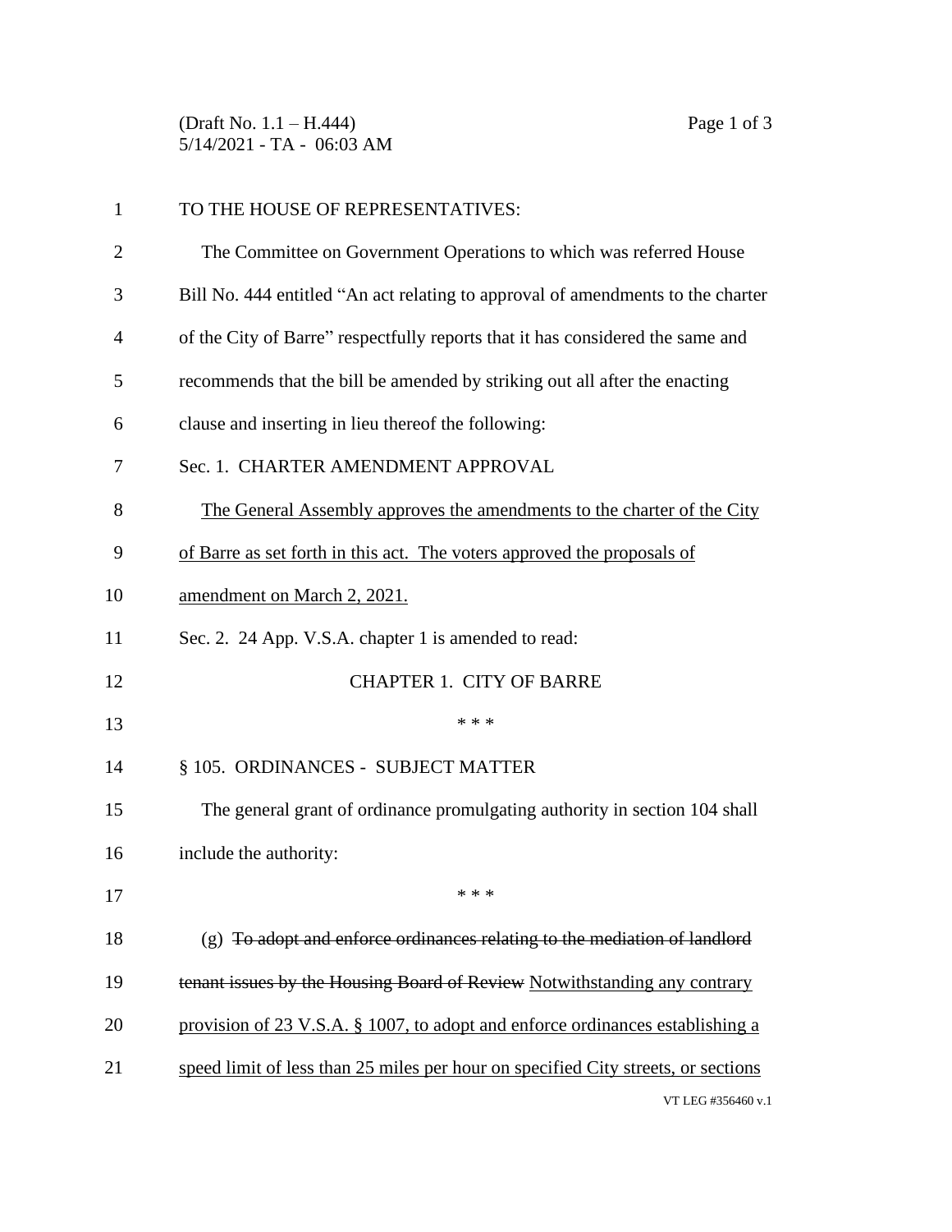TO THE HOUSE OF REPRESENTATIVES:

The Committee on Government Operations to which was referred House Bill No. 444 entitled "An act relating to approval of amendments to the charter of the City of Barre" respectfully reports that it has considered the same and recommends that the bill be amended by striking out all after the enacting clause and inserting in lieu thereof the following:

Sec. 1. CHARTER AMENDMENT APPROVAL

<u>The General Assembly approves the amendments to the charter of the City of Barre as set forth in this act. The voters approved the proposals of amendment on March 2, 2021.</u>

Sec. 2. 24 App. V.S.A. chapter 1 is amended to read:

CHAPTER 1. CITY OF BARRE

\* \* \*

§ 105. ORDINANCES - SUBJECT MATTER

The general grant of ordinance promulgating authority in section 104 shall include the authority:

\* \* \*

(g) ~~To adopt and enforce ordinances relating to the mediation of landlord tenant issues by the Housing Board of Review~~ <u>Notwithstanding any contrary provision of 23 V.S.A. § 1007, to adopt and enforce ordinances establishing a speed limit of less than 25 miles per hour on specified City streets, or sections</u>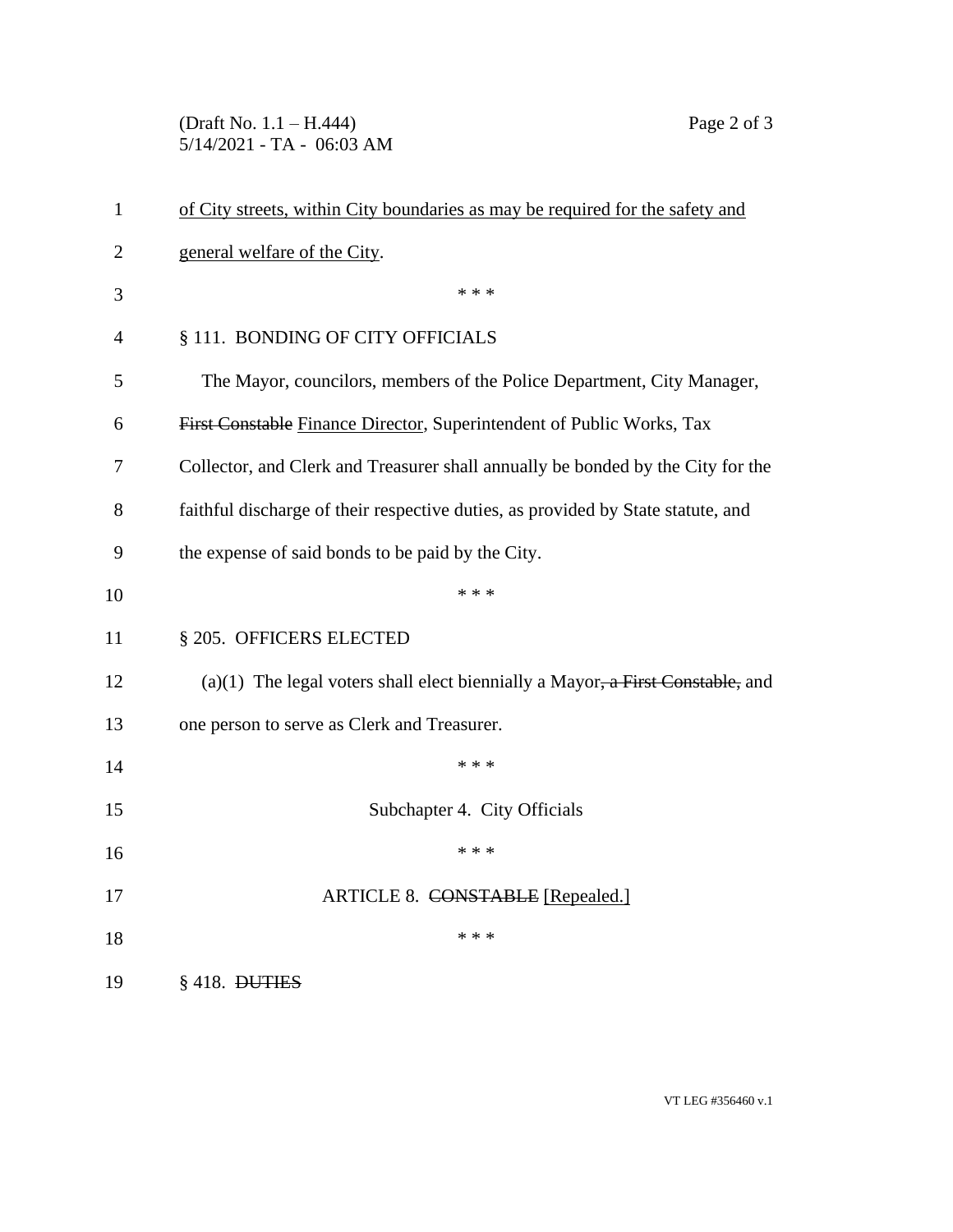of City streets, within City boundaries as may be required for the safety and general welfare of the City.

\* \* \*

§ 111. BONDING OF CITY OFFICIALS

The Mayor, councilors, members of the Police Department, City Manager, ~~First Constable~~ Finance Director, Superintendent of Public Works, Tax Collector, and Clerk and Treasurer shall annually be bonded by the City for the faithful discharge of their respective duties, as provided by State statute, and the expense of said bonds to be paid by the City.

\* \* \*

§ 205. OFFICERS ELECTED

(a)(1) The legal voters shall elect biennially a Mayor~~, a First Constable,~~ and one person to serve as Clerk and Treasurer.

\* \* \*

Subchapter 4. City Officials

\* \* \*

ARTICLE 8. ~~CONSTABLE~~ [Repealed.]

\* \* \*

§ 418. ~~DUTIES~~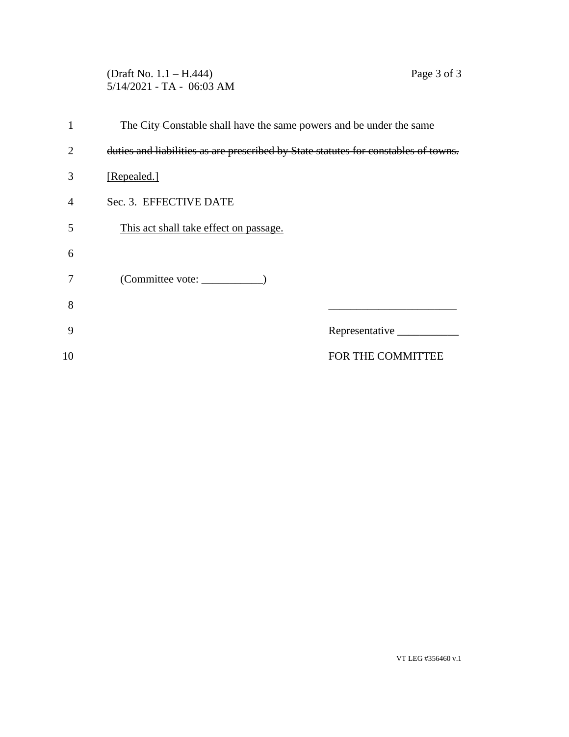~~The City Constable shall have the same powers and be under the same duties and liabilities as are prescribed by State statutes for constables of towns.~~ [Repealed.]

Sec. 3. EFFECTIVE DATE

This act shall take effect on passage.

(Committee vote: ___________)

_______________________

Representative ___________

FOR THE COMMITTEE

VT LEG #356460 v.1